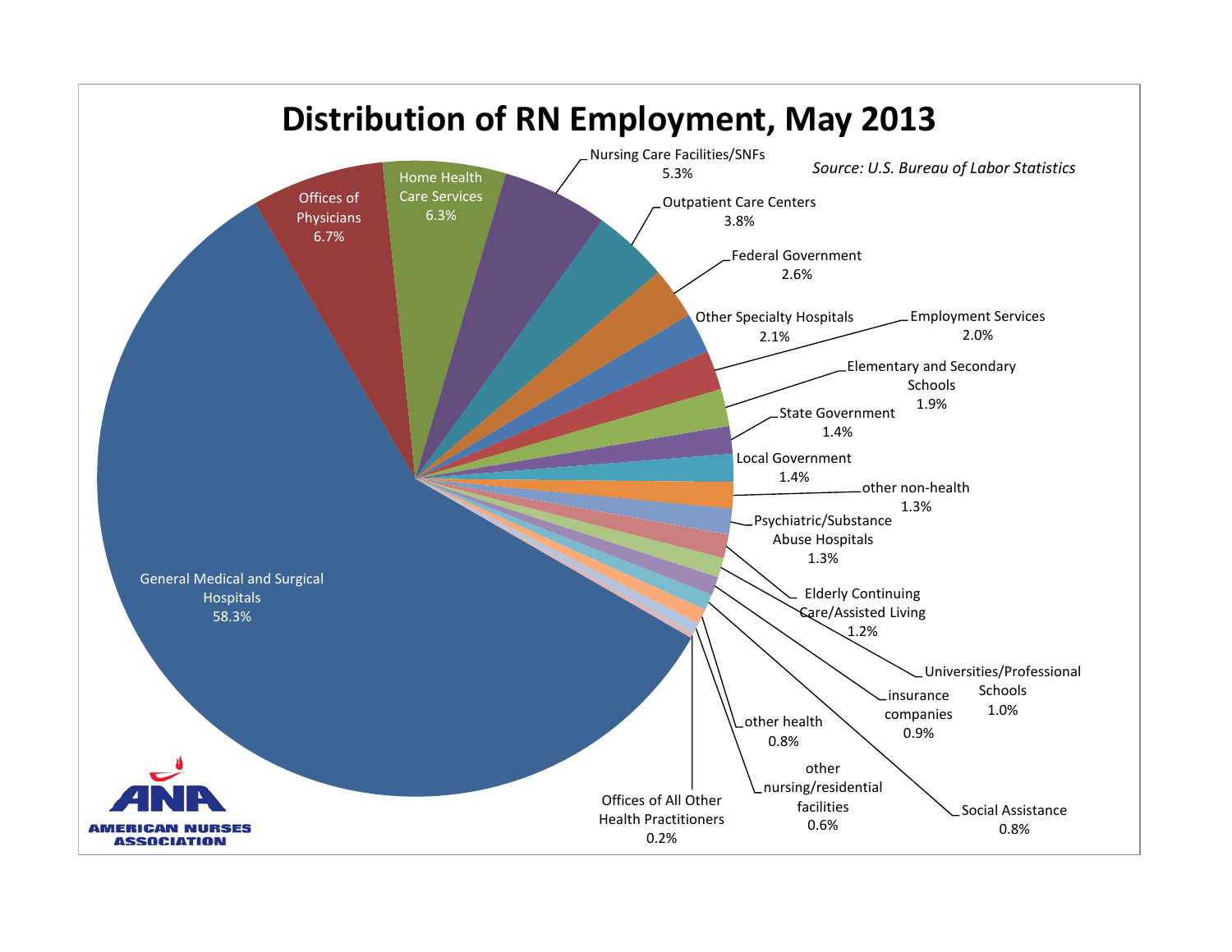# Distribution of RN Employment, May 2013

*Source: U.S. Bureau of Labor Statistics*

| Setting | Percentage |
| --- | --- |
| General Medical and Surgical Hospitals | 58.3% |
| Offices of Physicians | 6.7% |
| Home Health Care Services | 6.3% |
| Nursing Care Facilities/SNFs | 5.3% |
| Outpatient Care Centers | 3.8% |
| Federal Government | 2.6% |
| Other Specialty Hospitals | 2.1% |
| Employment Services | 2.0% |
| Elementary and Secondary Schools | 1.9% |
| State Government | 1.4% |
| Local Government | 1.4% |
| other non-health | 1.3% |
| Psychiatric/Substance Abuse Hospitals | 1.3% |
| Elderly Continuing Care/Assisted Living | 1.2% |
| Universities/Professional Schools | 1.0% |
| insurance companies | 0.9% |
| Social Assistance | 0.8% |
| other health | 0.8% |
| other nursing/residential facilities | 0.6% |
| Offices of All Other Health Practitioners | 0.2% |

AMERICAN NURSES ASSOCIATION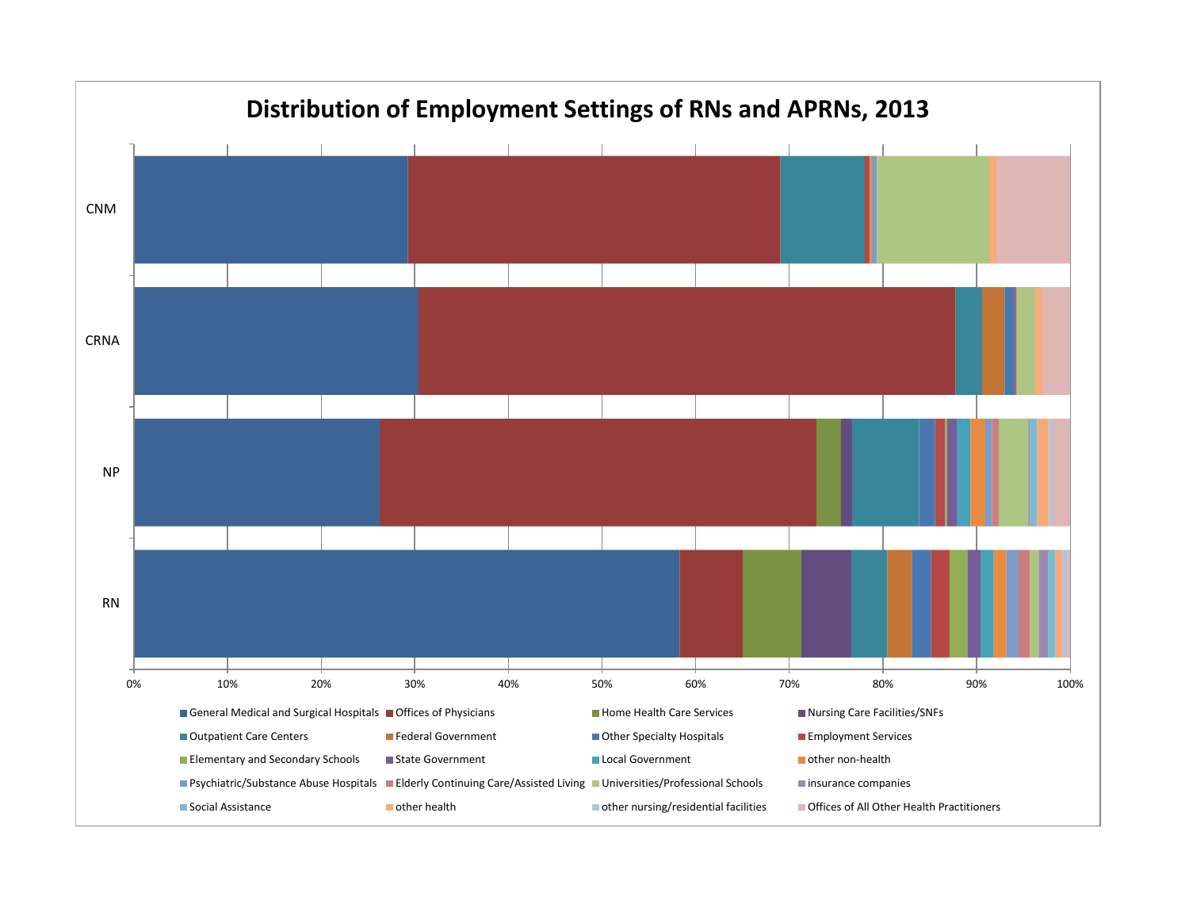# Distribution of Employment Settings of RNs and APRNs, 2013

CNM

CRNA

NP

RN

0% 10% 20% 30% 40% 50% 60% 70% 80% 90% 100%

- General Medical and Surgical Hospitals
- Offices of Physicians
- Home Health Care Services
- Nursing Care Facilities/SNFs
- Outpatient Care Centers
- Federal Government
- Other Specialty Hospitals
- Employment Services
- Elementary and Secondary Schools
- State Government
- Local Government
- other non-health
- Psychiatric/Substance Abuse Hospitals
- Elderly Continuing Care/Assisted Living
- Universities/Professional Schools
- insurance companies
- Social Assistance
- other health
- other nursing/residential facilities
- Offices of All Other Health Practitioners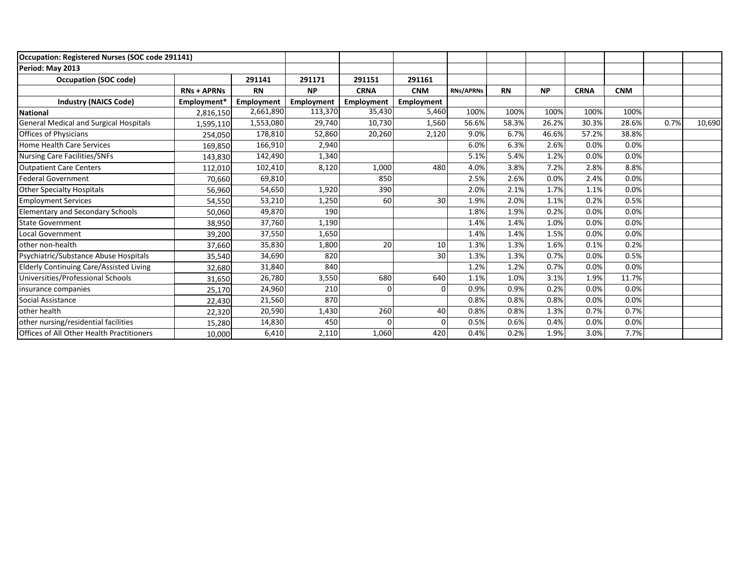| Occupation: Registered Nurses (SOC code 291141) | | | | | | | | | | | | |
|---|---|---|---|---|---|---|---|---|---|---|---|---|
| Period: May 2013 | | | | | | | | | | | | |
| Occupation (SOC code) | | 291141 | 291171 | 291151 | 291161 | | | | | | | |
| | RNs + APRNs | RN | NP | CRNA | CNM | RNs/APRNs | RN | NP | CRNA | CNM | | |
| Industry (NAICS Code) | Employment* | Employment | Employment | Employment | Employment | | | | | | | |
| **National** | 2,816,150 | 2,661,890 | 113,370 | 35,430 | 5,460 | 100% | 100% | 100% | 100% | 100% | | |
| General Medical and Surgical Hospitals | 1,595,110 | 1,553,080 | 29,740 | 10,730 | 1,560 | 56.6% | 58.3% | 26.2% | 30.3% | 28.6% | 0.7% | 10,690 |
| Offices of Physicians | 254,050 | 178,810 | 52,860 | 20,260 | 2,120 | 9.0% | 6.7% | 46.6% | 57.2% | 38.8% | | |
| Home Health Care Services | 169,850 | 166,910 | 2,940 | | | 6.0% | 6.3% | 2.6% | 0.0% | 0.0% | | |
| Nursing Care Facilities/SNFs | 143,830 | 142,490 | 1,340 | | | 5.1% | 5.4% | 1.2% | 0.0% | 0.0% | | |
| Outpatient Care Centers | 112,010 | 102,410 | 8,120 | 1,000 | 480 | 4.0% | 3.8% | 7.2% | 2.8% | 8.8% | | |
| Federal Government | 70,660 | 69,810 | | 850 | | 2.5% | 2.6% | 0.0% | 2.4% | 0.0% | | |
| Other Specialty Hospitals | 56,960 | 54,650 | 1,920 | 390 | | 2.0% | 2.1% | 1.7% | 1.1% | 0.0% | | |
| Employment Services | 54,550 | 53,210 | 1,250 | 60 | 30 | 1.9% | 2.0% | 1.1% | 0.2% | 0.5% | | |
| Elementary and Secondary Schools | 50,060 | 49,870 | 190 | | | 1.8% | 1.9% | 0.2% | 0.0% | 0.0% | | |
| State Government | 38,950 | 37,760 | 1,190 | | | 1.4% | 1.4% | 1.0% | 0.0% | 0.0% | | |
| Local Government | 39,200 | 37,550 | 1,650 | | | 1.4% | 1.4% | 1.5% | 0.0% | 0.0% | | |
| other non-health | 37,660 | 35,830 | 1,800 | 20 | 10 | 1.3% | 1.3% | 1.6% | 0.1% | 0.2% | | |
| Psychiatric/Substance Abuse Hospitals | 35,540 | 34,690 | 820 | | 30 | 1.3% | 1.3% | 0.7% | 0.0% | 0.5% | | |
| Elderly Continuing Care/Assisted Living | 32,680 | 31,840 | 840 | | | 1.2% | 1.2% | 0.7% | 0.0% | 0.0% | | |
| Universities/Professional Schools | 31,650 | 26,780 | 3,550 | 680 | 640 | 1.1% | 1.0% | 3.1% | 1.9% | 11.7% | | |
| insurance companies | 25,170 | 24,960 | 210 | 0 | 0 | 0.9% | 0.9% | 0.2% | 0.0% | 0.0% | | |
| Social Assistance | 22,430 | 21,560 | 870 | | | 0.8% | 0.8% | 0.8% | 0.0% | 0.0% | | |
| other health | 22,320 | 20,590 | 1,430 | 260 | 40 | 0.8% | 0.8% | 1.3% | 0.7% | 0.7% | | |
| other nursing/residential facilities | 15,280 | 14,830 | 450 | 0 | 0 | 0.5% | 0.6% | 0.4% | 0.0% | 0.0% | | |
| Offices of All Other Health Practitioners | 10,000 | 6,410 | 2,110 | 1,060 | 420 | 0.4% | 0.2% | 1.9% | 3.0% | 7.7% | | |